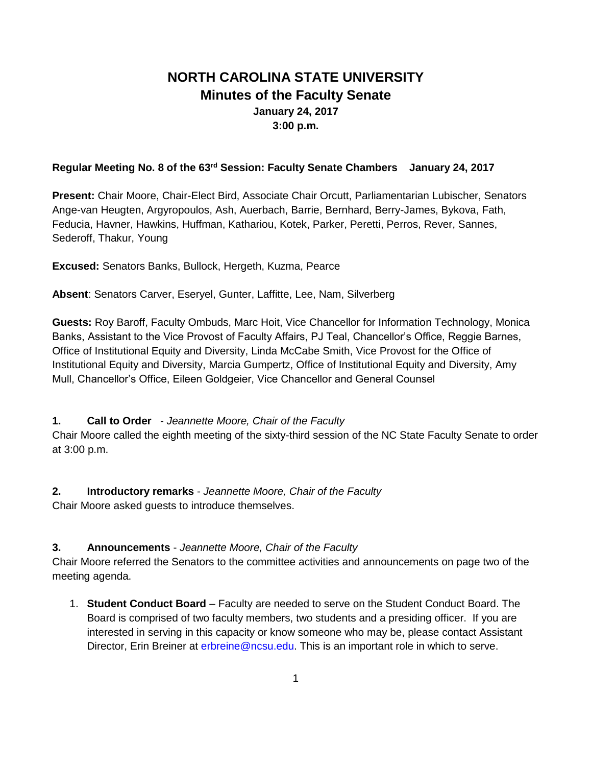# NORTH CAROLINA STATE UNIVERSITY

## Minutes of the Faculty Senate

**January 24, 2017**
**3:00 p.m.**

**Regular Meeting No. 8 of the 63rd Session: Faculty Senate Chambers January 24, 2017**

**Present:** Chair Moore, Chair-Elect Bird, Associate Chair Orcutt, Parliamentarian Lubischer, Senators Ange-van Heugten, Argyropoulos, Ash, Auerbach, Barrie, Bernhard, Berry-James, Bykova, Fath, Feducia, Havner, Hawkins, Huffman, Kathariou, Kotek, Parker, Peretti, Perros, Rever, Sannes, Sederoff, Thakur, Young

**Excused:** Senators Banks, Bullock, Hergeth, Kuzma, Pearce

**Absent**: Senators Carver, Eseryel, Gunter, Laffitte, Lee, Nam, Silverberg

**Guests:** Roy Baroff, Faculty Ombuds, Marc Hoit, Vice Chancellor for Information Technology, Monica Banks, Assistant to the Vice Provost of Faculty Affairs, PJ Teal, Chancellor's Office, Reggie Barnes, Office of Institutional Equity and Diversity, Linda McCabe Smith, Vice Provost for the Office of Institutional Equity and Diversity, Marcia Gumpertz, Office of Institutional Equity and Diversity, Amy Mull, Chancellor's Office, Eileen Goldgeier, Vice Chancellor and General Counsel

**1. Call to Order** - *Jeannette Moore, Chair of the Faculty*

Chair Moore called the eighth meeting of the sixty-third session of the NC State Faculty Senate to order at 3:00 p.m.

**2. Introductory remarks** - *Jeannette Moore, Chair of the Faculty*

Chair Moore asked guests to introduce themselves.

**3. Announcements** - *Jeannette Moore, Chair of the Faculty*

Chair Moore referred the Senators to the committee activities and announcements on page two of the meeting agenda.

1. **Student Conduct Board** – Faculty are needed to serve on the Student Conduct Board. The Board is comprised of two faculty members, two students and a presiding officer. If you are interested in serving in this capacity or know someone who may be, please contact Assistant Director, Erin Breiner at erbreine@ncsu.edu. This is an important role in which to serve.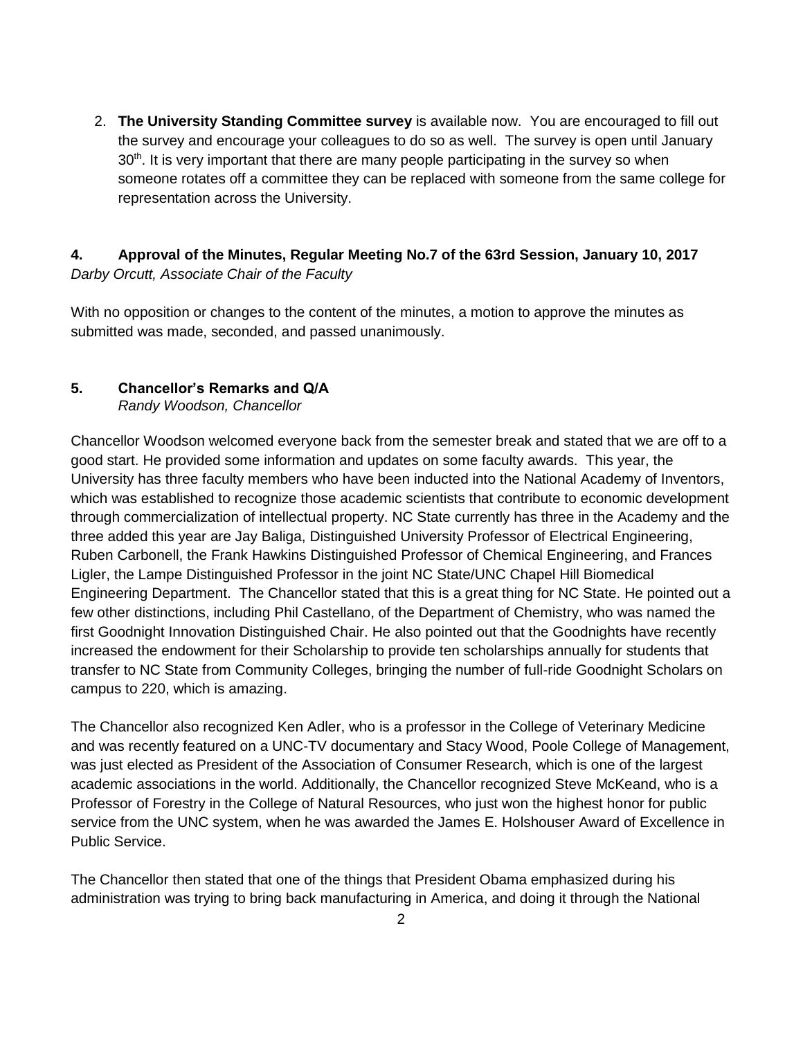2. **The University Standing Committee survey** is available now. You are encouraged to fill out the survey and encourage your colleagues to do so as well. The survey is open until January 30th. It is very important that there are many people participating in the survey so when someone rotates off a committee they can be replaced with someone from the same college for representation across the University.

**4. Approval of the Minutes, Regular Meeting No.7 of the 63rd Session, January 10, 2017**
*Darby Orcutt, Associate Chair of the Faculty*

With no opposition or changes to the content of the minutes, a motion to approve the minutes as submitted was made, seconded, and passed unanimously.

**5. Chancellor's Remarks and Q/A**
*Randy Woodson, Chancellor*

Chancellor Woodson welcomed everyone back from the semester break and stated that we are off to a good start. He provided some information and updates on some faculty awards. This year, the University has three faculty members who have been inducted into the National Academy of Inventors, which was established to recognize those academic scientists that contribute to economic development through commercialization of intellectual property. NC State currently has three in the Academy and the three added this year are Jay Baliga, Distinguished University Professor of Electrical Engineering, Ruben Carbonell, the Frank Hawkins Distinguished Professor of Chemical Engineering, and Frances Ligler, the Lampe Distinguished Professor in the joint NC State/UNC Chapel Hill Biomedical Engineering Department. The Chancellor stated that this is a great thing for NC State. He pointed out a few other distinctions, including Phil Castellano, of the Department of Chemistry, who was named the first Goodnight Innovation Distinguished Chair. He also pointed out that the Goodnights have recently increased the endowment for their Scholarship to provide ten scholarships annually for students that transfer to NC State from Community Colleges, bringing the number of full-ride Goodnight Scholars on campus to 220, which is amazing.

The Chancellor also recognized Ken Adler, who is a professor in the College of Veterinary Medicine and was recently featured on a UNC-TV documentary and Stacy Wood, Poole College of Management, was just elected as President of the Association of Consumer Research, which is one of the largest academic associations in the world. Additionally, the Chancellor recognized Steve McKeand, who is a Professor of Forestry in the College of Natural Resources, who just won the highest honor for public service from the UNC system, when he was awarded the James E. Holshouser Award of Excellence in Public Service.

The Chancellor then stated that one of the things that President Obama emphasized during his administration was trying to bring back manufacturing in America, and doing it through the National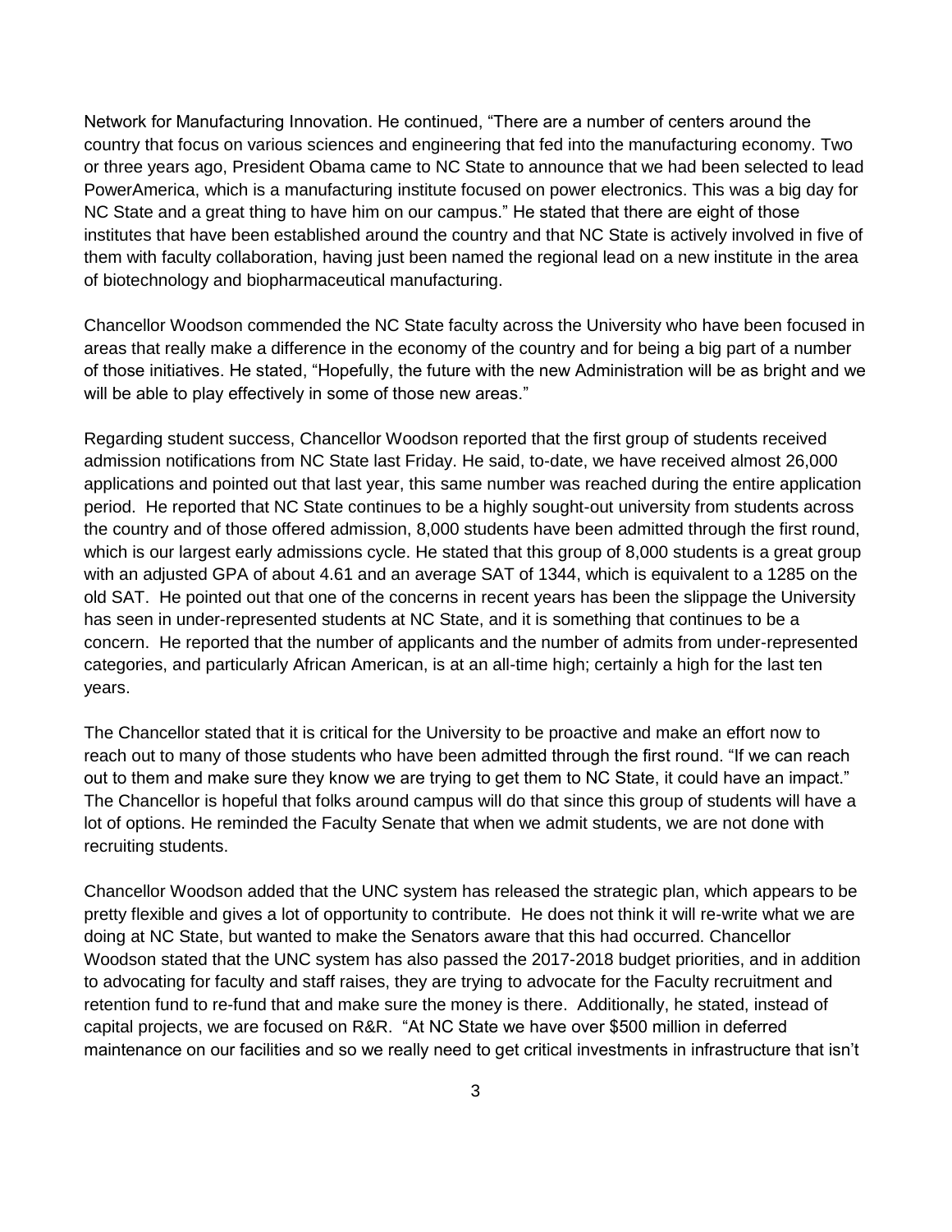Network for Manufacturing Innovation. He continued, "There are a number of centers around the country that focus on various sciences and engineering that fed into the manufacturing economy. Two or three years ago, President Obama came to NC State to announce that we had been selected to lead PowerAmerica, which is a manufacturing institute focused on power electronics. This was a big day for NC State and a great thing to have him on our campus." He stated that there are eight of those institutes that have been established around the country and that NC State is actively involved in five of them with faculty collaboration, having just been named the regional lead on a new institute in the area of biotechnology and biopharmaceutical manufacturing.

Chancellor Woodson commended the NC State faculty across the University who have been focused in areas that really make a difference in the economy of the country and for being a big part of a number of those initiatives. He stated, "Hopefully, the future with the new Administration will be as bright and we will be able to play effectively in some of those new areas."

Regarding student success, Chancellor Woodson reported that the first group of students received admission notifications from NC State last Friday. He said, to-date, we have received almost 26,000 applications and pointed out that last year, this same number was reached during the entire application period. He reported that NC State continues to be a highly sought-out university from students across the country and of those offered admission, 8,000 students have been admitted through the first round, which is our largest early admissions cycle. He stated that this group of 8,000 students is a great group with an adjusted GPA of about 4.61 and an average SAT of 1344, which is equivalent to a 1285 on the old SAT. He pointed out that one of the concerns in recent years has been the slippage the University has seen in under-represented students at NC State, and it is something that continues to be a concern. He reported that the number of applicants and the number of admits from under-represented categories, and particularly African American, is at an all-time high; certainly a high for the last ten years.

The Chancellor stated that it is critical for the University to be proactive and make an effort now to reach out to many of those students who have been admitted through the first round. "If we can reach out to them and make sure they know we are trying to get them to NC State, it could have an impact." The Chancellor is hopeful that folks around campus will do that since this group of students will have a lot of options. He reminded the Faculty Senate that when we admit students, we are not done with recruiting students.

Chancellor Woodson added that the UNC system has released the strategic plan, which appears to be pretty flexible and gives a lot of opportunity to contribute. He does not think it will re-write what we are doing at NC State, but wanted to make the Senators aware that this had occurred. Chancellor Woodson stated that the UNC system has also passed the 2017-2018 budget priorities, and in addition to advocating for faculty and staff raises, they are trying to advocate for the Faculty recruitment and retention fund to re-fund that and make sure the money is there. Additionally, he stated, instead of capital projects, we are focused on R&R. "At NC State we have over $500 million in deferred maintenance on our facilities and so we really need to get critical investments in infrastructure that isn't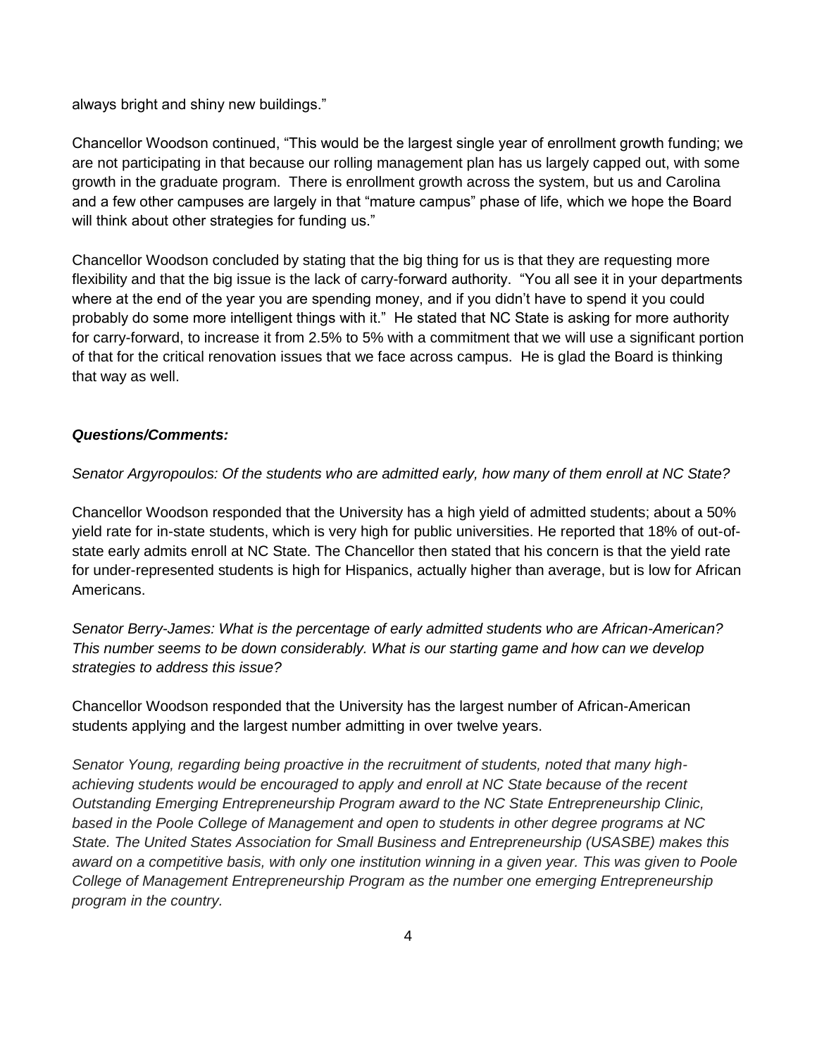always bright and shiny new buildings."

Chancellor Woodson continued, "This would be the largest single year of enrollment growth funding; we are not participating in that because our rolling management plan has us largely capped out, with some growth in the graduate program. There is enrollment growth across the system, but us and Carolina and a few other campuses are largely in that "mature campus" phase of life, which we hope the Board will think about other strategies for funding us."

Chancellor Woodson concluded by stating that the big thing for us is that they are requesting more flexibility and that the big issue is the lack of carry-forward authority. "You all see it in your departments where at the end of the year you are spending money, and if you didn't have to spend it you could probably do some more intelligent things with it." He stated that NC State is asking for more authority for carry-forward, to increase it from 2.5% to 5% with a commitment that we will use a significant portion of that for the critical renovation issues that we face across campus. He is glad the Board is thinking that way as well.

***Questions/Comments:***

*Senator Argyropoulos: Of the students who are admitted early, how many of them enroll at NC State?*

Chancellor Woodson responded that the University has a high yield of admitted students; about a 50% yield rate for in-state students, which is very high for public universities. He reported that 18% of out-of-state early admits enroll at NC State. The Chancellor then stated that his concern is that the yield rate for under-represented students is high for Hispanics, actually higher than average, but is low for African Americans.

*Senator Berry-James: What is the percentage of early admitted students who are African-American? This number seems to be down considerably. What is our starting game and how can we develop strategies to address this issue?*

Chancellor Woodson responded that the University has the largest number of African-American students applying and the largest number admitting in over twelve years.

*Senator Young, regarding being proactive in the recruitment of students, noted that many high-achieving students would be encouraged to apply and enroll at NC State because of the recent Outstanding Emerging Entrepreneurship Program award to the NC State Entrepreneurship Clinic, based in the Poole College of Management and open to students in other degree programs at NC State. The United States Association for Small Business and Entrepreneurship (USASBE) makes this award on a competitive basis, with only one institution winning in a given year. This was given to Poole College of Management Entrepreneurship Program as the number one emerging Entrepreneurship program in the country.*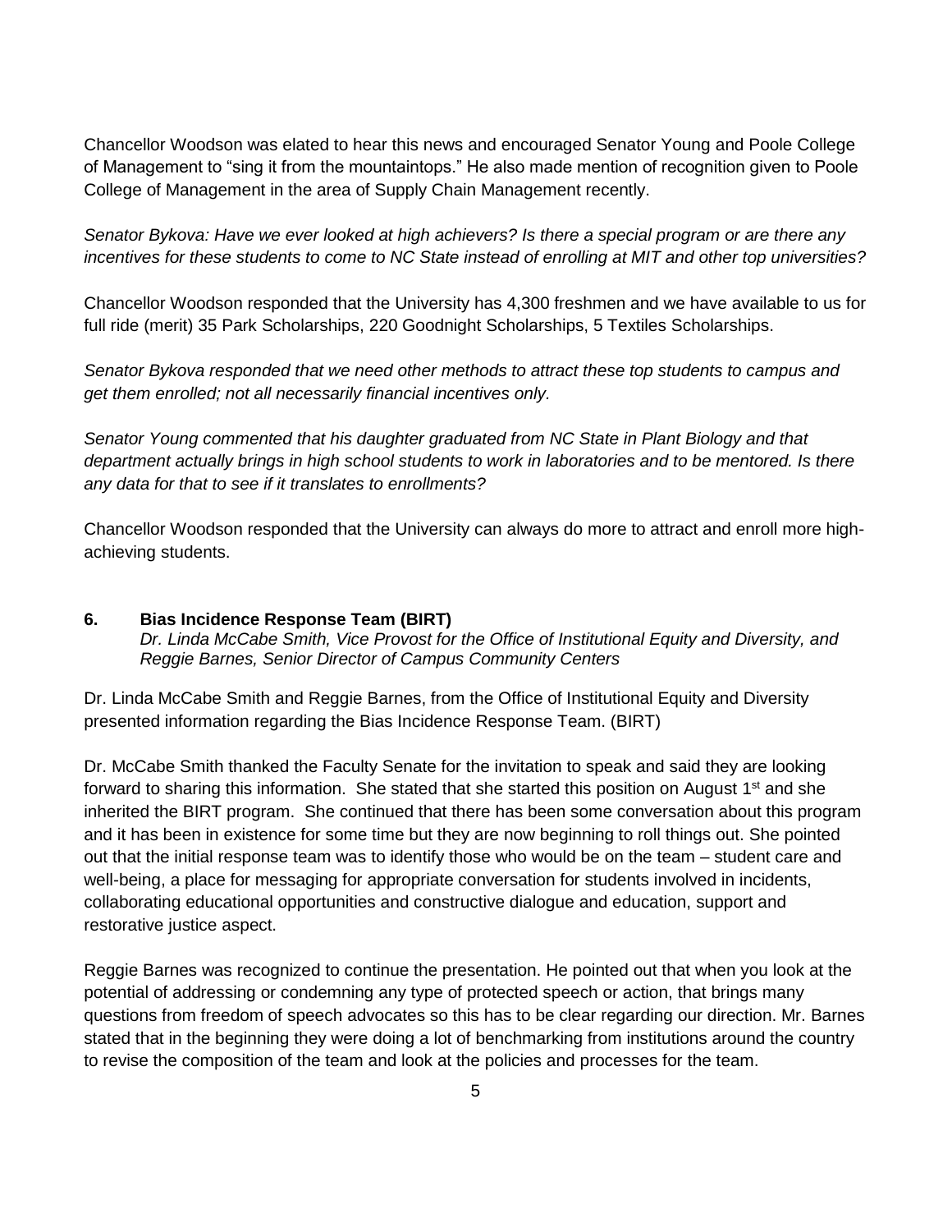Chancellor Woodson was elated to hear this news and encouraged Senator Young and Poole College of Management to "sing it from the mountaintops." He also made mention of recognition given to Poole College of Management in the area of Supply Chain Management recently.

*Senator Bykova: Have we ever looked at high achievers? Is there a special program or are there any incentives for these students to come to NC State instead of enrolling at MIT and other top universities?*

Chancellor Woodson responded that the University has 4,300 freshmen and we have available to us for full ride (merit) 35 Park Scholarships, 220 Goodnight Scholarships, 5 Textiles Scholarships.

*Senator Bykova responded that we need other methods to attract these top students to campus and get them enrolled; not all necessarily financial incentives only.*

*Senator Young commented that his daughter graduated from NC State in Plant Biology and that department actually brings in high school students to work in laboratories and to be mentored. Is there any data for that to see if it translates to enrollments?*

Chancellor Woodson responded that the University can always do more to attract and enroll more high-achieving students.

### 6. Bias Incidence Response Team (BIRT)

*Dr. Linda McCabe Smith, Vice Provost for the Office of Institutional Equity and Diversity, and Reggie Barnes, Senior Director of Campus Community Centers*

Dr. Linda McCabe Smith and Reggie Barnes, from the Office of Institutional Equity and Diversity presented information regarding the Bias Incidence Response Team. (BIRT)

Dr. McCabe Smith thanked the Faculty Senate for the invitation to speak and said they are looking forward to sharing this information. She stated that she started this position on August 1st and she inherited the BIRT program. She continued that there has been some conversation about this program and it has been in existence for some time but they are now beginning to roll things out. She pointed out that the initial response team was to identify those who would be on the team – student care and well-being, a place for messaging for appropriate conversation for students involved in incidents, collaborating educational opportunities and constructive dialogue and education, support and restorative justice aspect.

Reggie Barnes was recognized to continue the presentation. He pointed out that when you look at the potential of addressing or condemning any type of protected speech or action, that brings many questions from freedom of speech advocates so this has to be clear regarding our direction. Mr. Barnes stated that in the beginning they were doing a lot of benchmarking from institutions around the country to revise the composition of the team and look at the policies and processes for the team.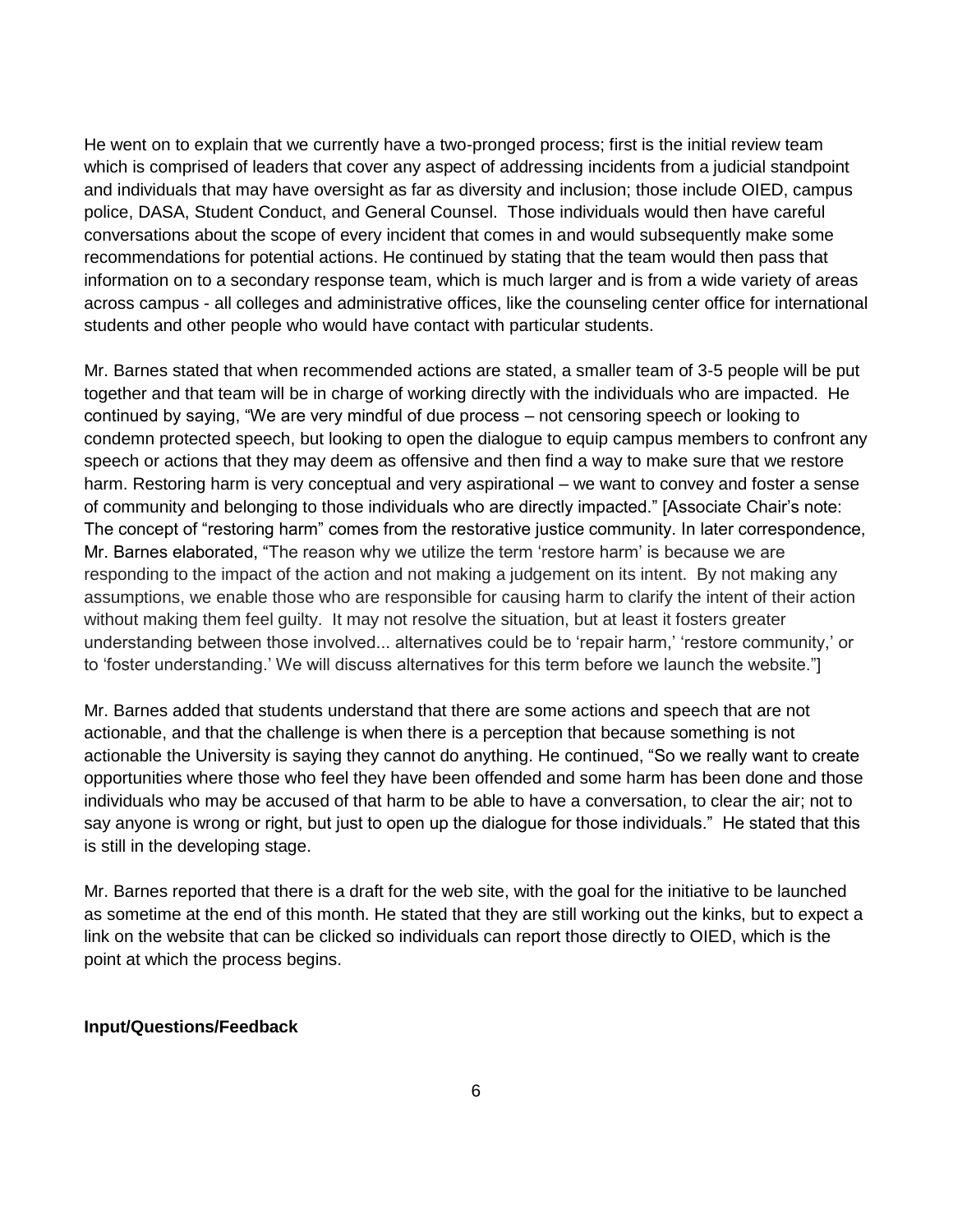He went on to explain that we currently have a two-pronged process; first is the initial review team which is comprised of leaders that cover any aspect of addressing incidents from a judicial standpoint and individuals that may have oversight as far as diversity and inclusion; those include OIED, campus police, DASA, Student Conduct, and General Counsel. Those individuals would then have careful conversations about the scope of every incident that comes in and would subsequently make some recommendations for potential actions. He continued by stating that the team would then pass that information on to a secondary response team, which is much larger and is from a wide variety of areas across campus - all colleges and administrative offices, like the counseling center office for international students and other people who would have contact with particular students.

Mr. Barnes stated that when recommended actions are stated, a smaller team of 3-5 people will be put together and that team will be in charge of working directly with the individuals who are impacted. He continued by saying, "We are very mindful of due process – not censoring speech or looking to condemn protected speech, but looking to open the dialogue to equip campus members to confront any speech or actions that they may deem as offensive and then find a way to make sure that we restore harm. Restoring harm is very conceptual and very aspirational – we want to convey and foster a sense of community and belonging to those individuals who are directly impacted." [Associate Chair's note: The concept of "restoring harm" comes from the restorative justice community. In later correspondence, Mr. Barnes elaborated, "The reason why we utilize the term 'restore harm' is because we are responding to the impact of the action and not making a judgement on its intent. By not making any assumptions, we enable those who are responsible for causing harm to clarify the intent of their action without making them feel guilty. It may not resolve the situation, but at least it fosters greater understanding between those involved... alternatives could be to 'repair harm,' 'restore community,' or to 'foster understanding.' We will discuss alternatives for this term before we launch the website."]

Mr. Barnes added that students understand that there are some actions and speech that are not actionable, and that the challenge is when there is a perception that because something is not actionable the University is saying they cannot do anything. He continued, "So we really want to create opportunities where those who feel they have been offended and some harm has been done and those individuals who may be accused of that harm to be able to have a conversation, to clear the air; not to say anyone is wrong or right, but just to open up the dialogue for those individuals." He stated that this is still in the developing stage.

Mr. Barnes reported that there is a draft for the web site, with the goal for the initiative to be launched as sometime at the end of this month. He stated that they are still working out the kinks, but to expect a link on the website that can be clicked so individuals can report those directly to OIED, which is the point at which the process begins.

**Input/Questions/Feedback**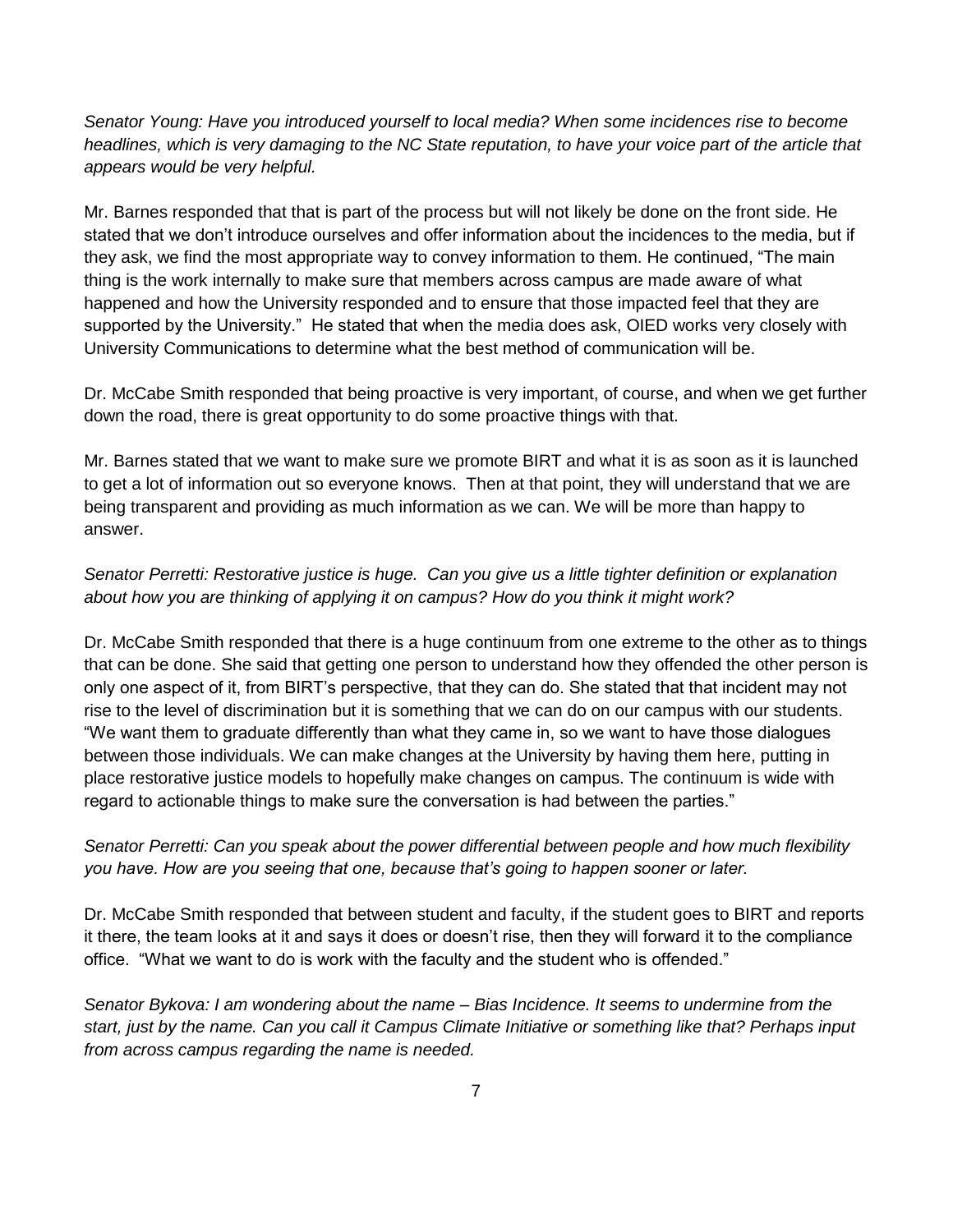*Senator Young: Have you introduced yourself to local media? When some incidences rise to become headlines, which is very damaging to the NC State reputation, to have your voice part of the article that appears would be very helpful.*

Mr. Barnes responded that that is part of the process but will not likely be done on the front side. He stated that we don't introduce ourselves and offer information about the incidences to the media, but if they ask, we find the most appropriate way to convey information to them. He continued, "The main thing is the work internally to make sure that members across campus are made aware of what happened and how the University responded and to ensure that those impacted feel that they are supported by the University." He stated that when the media does ask, OIED works very closely with University Communications to determine what the best method of communication will be.

Dr. McCabe Smith responded that being proactive is very important, of course, and when we get further down the road, there is great opportunity to do some proactive things with that.

Mr. Barnes stated that we want to make sure we promote BIRT and what it is as soon as it is launched to get a lot of information out so everyone knows. Then at that point, they will understand that we are being transparent and providing as much information as we can. We will be more than happy to answer.

*Senator Perretti: Restorative justice is huge. Can you give us a little tighter definition or explanation about how you are thinking of applying it on campus? How do you think it might work?*

Dr. McCabe Smith responded that there is a huge continuum from one extreme to the other as to things that can be done. She said that getting one person to understand how they offended the other person is only one aspect of it, from BIRT's perspective, that they can do. She stated that that incident may not rise to the level of discrimination but it is something that we can do on our campus with our students. "We want them to graduate differently than what they came in, so we want to have those dialogues between those individuals. We can make changes at the University by having them here, putting in place restorative justice models to hopefully make changes on campus. The continuum is wide with regard to actionable things to make sure the conversation is had between the parties."

*Senator Perretti: Can you speak about the power differential between people and how much flexibility you have. How are you seeing that one, because that's going to happen sooner or later.*

Dr. McCabe Smith responded that between student and faculty, if the student goes to BIRT and reports it there, the team looks at it and says it does or doesn't rise, then they will forward it to the compliance office. "What we want to do is work with the faculty and the student who is offended."

*Senator Bykova: I am wondering about the name – Bias Incidence. It seems to undermine from the start, just by the name. Can you call it Campus Climate Initiative or something like that? Perhaps input from across campus regarding the name is needed.*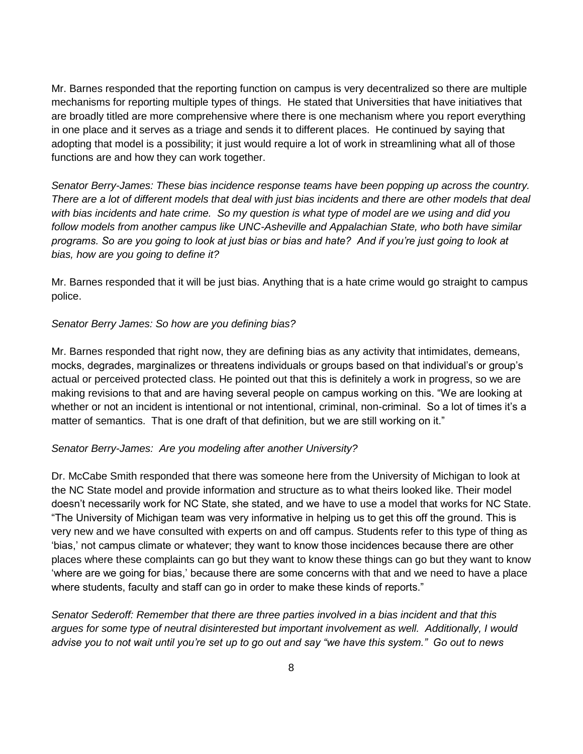Mr. Barnes responded that the reporting function on campus is very decentralized so there are multiple mechanisms for reporting multiple types of things. He stated that Universities that have initiatives that are broadly titled are more comprehensive where there is one mechanism where you report everything in one place and it serves as a triage and sends it to different places. He continued by saying that adopting that model is a possibility; it just would require a lot of work in streamlining what all of those functions are and how they can work together.

*Senator Berry-James: These bias incidence response teams have been popping up across the country. There are a lot of different models that deal with just bias incidents and there are other models that deal with bias incidents and hate crime. So my question is what type of model are we using and did you follow models from another campus like UNC-Asheville and Appalachian State, who both have similar programs. So are you going to look at just bias or bias and hate? And if you're just going to look at bias, how are you going to define it?*

Mr. Barnes responded that it will be just bias. Anything that is a hate crime would go straight to campus police.

*Senator Berry James: So how are you defining bias?*

Mr. Barnes responded that right now, they are defining bias as any activity that intimidates, demeans, mocks, degrades, marginalizes or threatens individuals or groups based on that individual's or group's actual or perceived protected class. He pointed out that this is definitely a work in progress, so we are making revisions to that and are having several people on campus working on this. "We are looking at whether or not an incident is intentional or not intentional, criminal, non-criminal. So a lot of times it's a matter of semantics. That is one draft of that definition, but we are still working on it."

*Senator Berry-James: Are you modeling after another University?*

Dr. McCabe Smith responded that there was someone here from the University of Michigan to look at the NC State model and provide information and structure as to what theirs looked like. Their model doesn't necessarily work for NC State, she stated, and we have to use a model that works for NC State. "The University of Michigan team was very informative in helping us to get this off the ground. This is very new and we have consulted with experts on and off campus. Students refer to this type of thing as 'bias,' not campus climate or whatever; they want to know those incidences because there are other places where these complaints can go but they want to know these things can go but they want to know 'where are we going for bias,' because there are some concerns with that and we need to have a place where students, faculty and staff can go in order to make these kinds of reports."

*Senator Sederoff: Remember that there are three parties involved in a bias incident and that this argues for some type of neutral disinterested but important involvement as well. Additionally, I would advise you to not wait until you're set up to go out and say "we have this system." Go out to news*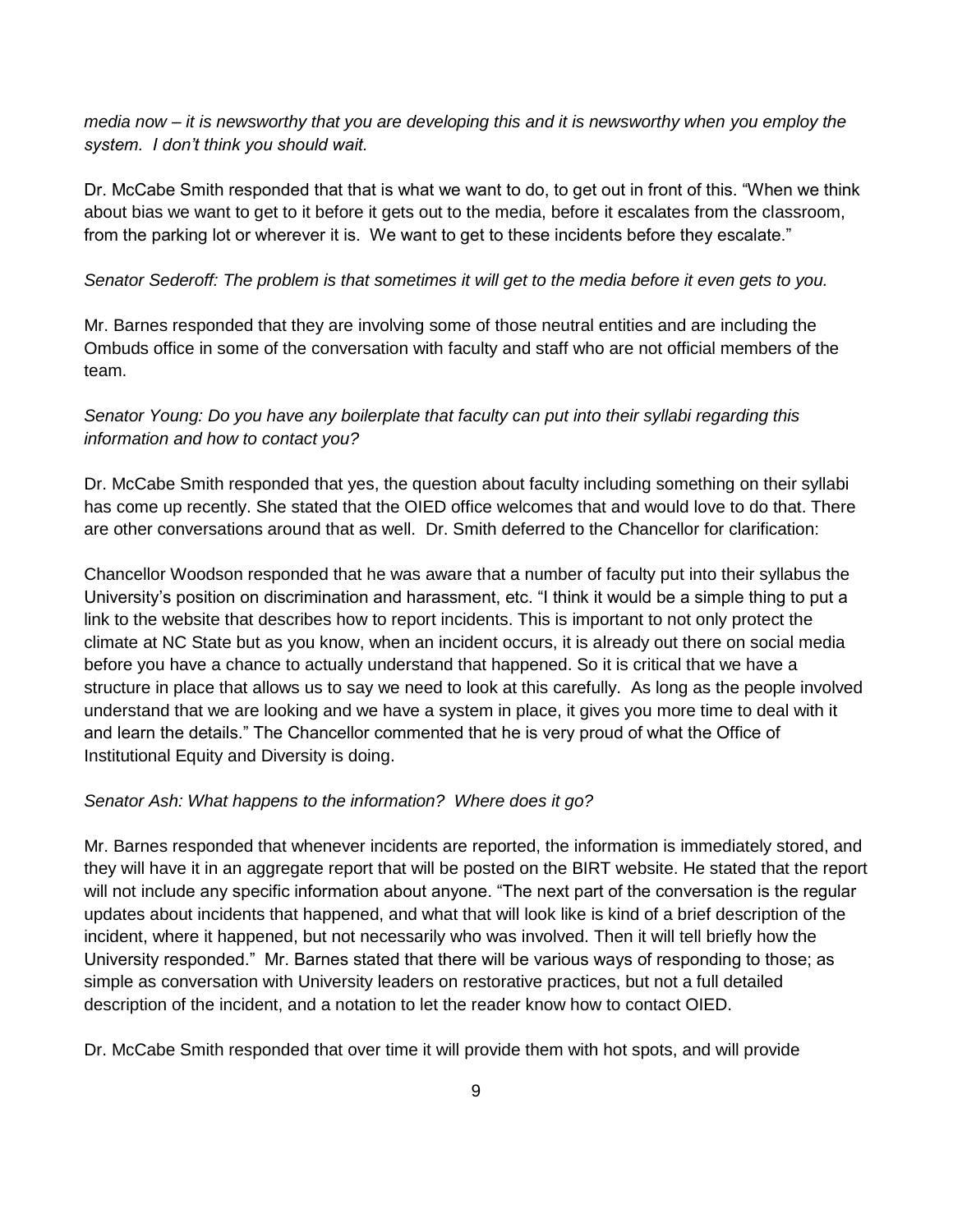*media now – it is newsworthy that you are developing this and it is newsworthy when you employ the system. I don't think you should wait.*

Dr. McCabe Smith responded that that is what we want to do, to get out in front of this. "When we think about bias we want to get to it before it gets out to the media, before it escalates from the classroom, from the parking lot or wherever it is. We want to get to these incidents before they escalate."

*Senator Sederoff: The problem is that sometimes it will get to the media before it even gets to you.*

Mr. Barnes responded that they are involving some of those neutral entities and are including the Ombuds office in some of the conversation with faculty and staff who are not official members of the team.

*Senator Young: Do you have any boilerplate that faculty can put into their syllabi regarding this information and how to contact you?*

Dr. McCabe Smith responded that yes, the question about faculty including something on their syllabi has come up recently. She stated that the OIED office welcomes that and would love to do that. There are other conversations around that as well. Dr. Smith deferred to the Chancellor for clarification:

Chancellor Woodson responded that he was aware that a number of faculty put into their syllabus the University's position on discrimination and harassment, etc. "I think it would be a simple thing to put a link to the website that describes how to report incidents. This is important to not only protect the climate at NC State but as you know, when an incident occurs, it is already out there on social media before you have a chance to actually understand that happened. So it is critical that we have a structure in place that allows us to say we need to look at this carefully. As long as the people involved understand that we are looking and we have a system in place, it gives you more time to deal with it and learn the details." The Chancellor commented that he is very proud of what the Office of Institutional Equity and Diversity is doing.

*Senator Ash: What happens to the information? Where does it go?*

Mr. Barnes responded that whenever incidents are reported, the information is immediately stored, and they will have it in an aggregate report that will be posted on the BIRT website. He stated that the report will not include any specific information about anyone. "The next part of the conversation is the regular updates about incidents that happened, and what that will look like is kind of a brief description of the incident, where it happened, but not necessarily who was involved. Then it will tell briefly how the University responded." Mr. Barnes stated that there will be various ways of responding to those; as simple as conversation with University leaders on restorative practices, but not a full detailed description of the incident, and a notation to let the reader know how to contact OIED.

Dr. McCabe Smith responded that over time it will provide them with hot spots, and will provide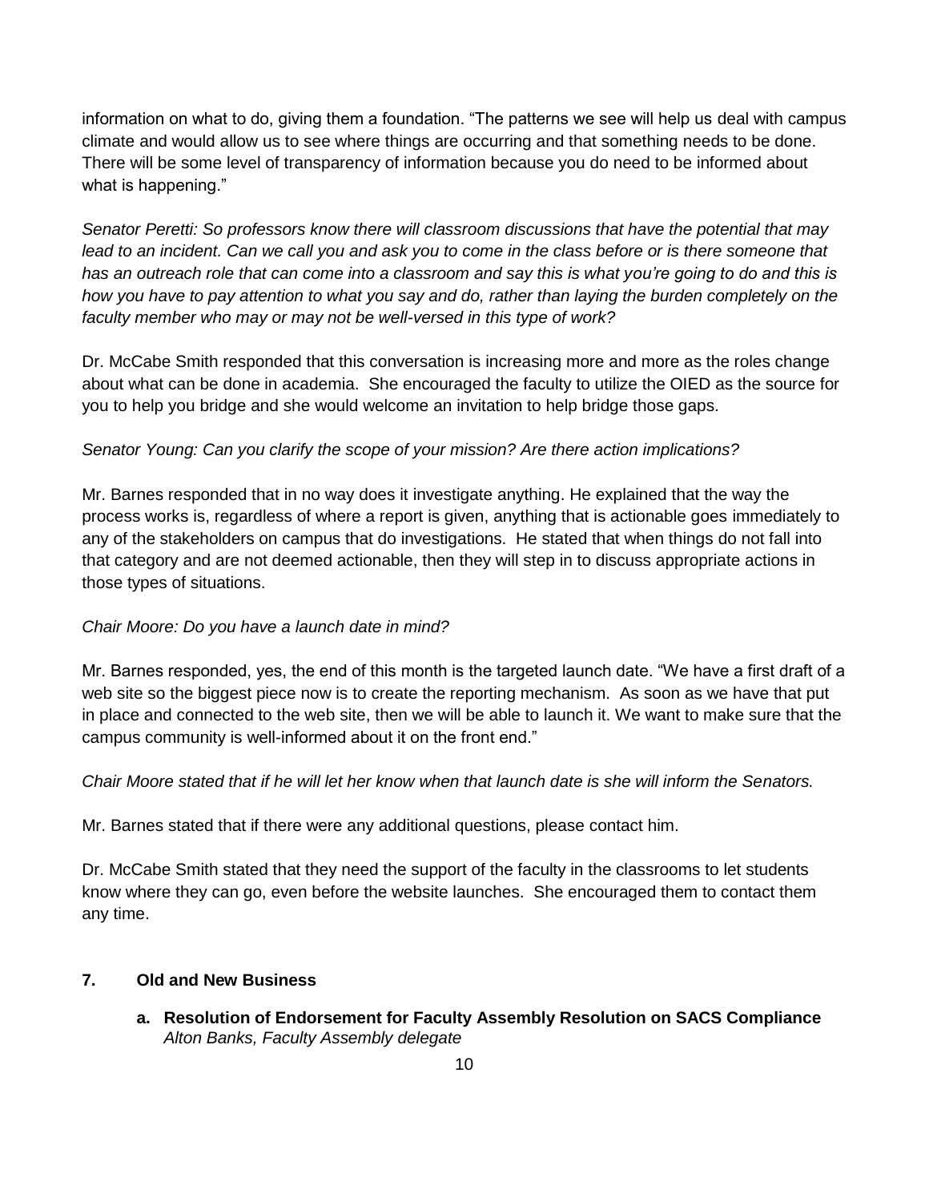information on what to do, giving them a foundation. "The patterns we see will help us deal with campus climate and would allow us to see where things are occurring and that something needs to be done. There will be some level of transparency of information because you do need to be informed about what is happening."

*Senator Peretti: So professors know there will classroom discussions that have the potential that may lead to an incident. Can we call you and ask you to come in the class before or is there someone that has an outreach role that can come into a classroom and say this is what you're going to do and this is how you have to pay attention to what you say and do, rather than laying the burden completely on the faculty member who may or may not be well-versed in this type of work?*

Dr. McCabe Smith responded that this conversation is increasing more and more as the roles change about what can be done in academia. She encouraged the faculty to utilize the OIED as the source for you to help you bridge and she would welcome an invitation to help bridge those gaps.

*Senator Young: Can you clarify the scope of your mission? Are there action implications?*

Mr. Barnes responded that in no way does it investigate anything. He explained that the way the process works is, regardless of where a report is given, anything that is actionable goes immediately to any of the stakeholders on campus that do investigations. He stated that when things do not fall into that category and are not deemed actionable, then they will step in to discuss appropriate actions in those types of situations.

*Chair Moore: Do you have a launch date in mind?*

Mr. Barnes responded, yes, the end of this month is the targeted launch date. "We have a first draft of a web site so the biggest piece now is to create the reporting mechanism. As soon as we have that put in place and connected to the web site, then we will be able to launch it. We want to make sure that the campus community is well-informed about it on the front end."

*Chair Moore stated that if he will let her know when that launch date is she will inform the Senators.*

Mr. Barnes stated that if there were any additional questions, please contact him.

Dr. McCabe Smith stated that they need the support of the faculty in the classrooms to let students know where they can go, even before the website launches. She encouraged them to contact them any time.

## 7. Old and New Business

**a. Resolution of Endorsement for Faculty Assembly Resolution on SACS Compliance**
*Alton Banks, Faculty Assembly delegate*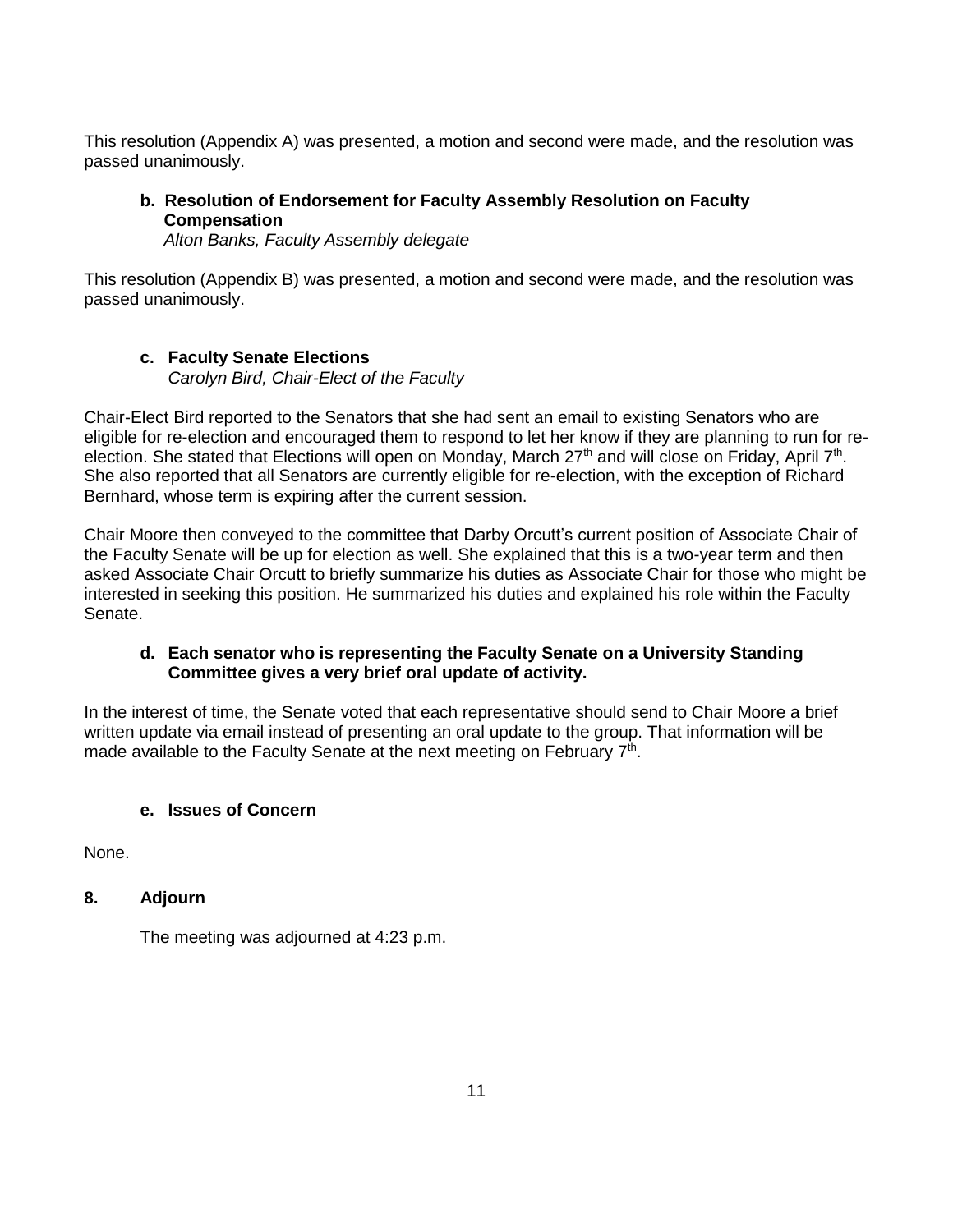This resolution (Appendix A) was presented, a motion and second were made, and the resolution was passed unanimously.

**b. Resolution of Endorsement for Faculty Assembly Resolution on Faculty Compensation**
*Alton Banks, Faculty Assembly delegate*

This resolution (Appendix B) was presented, a motion and second were made, and the resolution was passed unanimously.

**c. Faculty Senate Elections**
*Carolyn Bird, Chair-Elect of the Faculty*

Chair-Elect Bird reported to the Senators that she had sent an email to existing Senators who are eligible for re-election and encouraged them to respond to let her know if they are planning to run for re-election. She stated that Elections will open on Monday, March 27th and will close on Friday, April 7th. She also reported that all Senators are currently eligible for re-election, with the exception of Richard Bernhard, whose term is expiring after the current session.

Chair Moore then conveyed to the committee that Darby Orcutt's current position of Associate Chair of the Faculty Senate will be up for election as well. She explained that this is a two-year term and then asked Associate Chair Orcutt to briefly summarize his duties as Associate Chair for those who might be interested in seeking this position. He summarized his duties and explained his role within the Faculty Senate.

**d. Each senator who is representing the Faculty Senate on a University Standing Committee gives a very brief oral update of activity.**

In the interest of time, the Senate voted that each representative should send to Chair Moore a brief written update via email instead of presenting an oral update to the group. That information will be made available to the Faculty Senate at the next meeting on February 7th.

**e. Issues of Concern**

None.

**8. Adjourn**

The meeting was adjourned at 4:23 p.m.